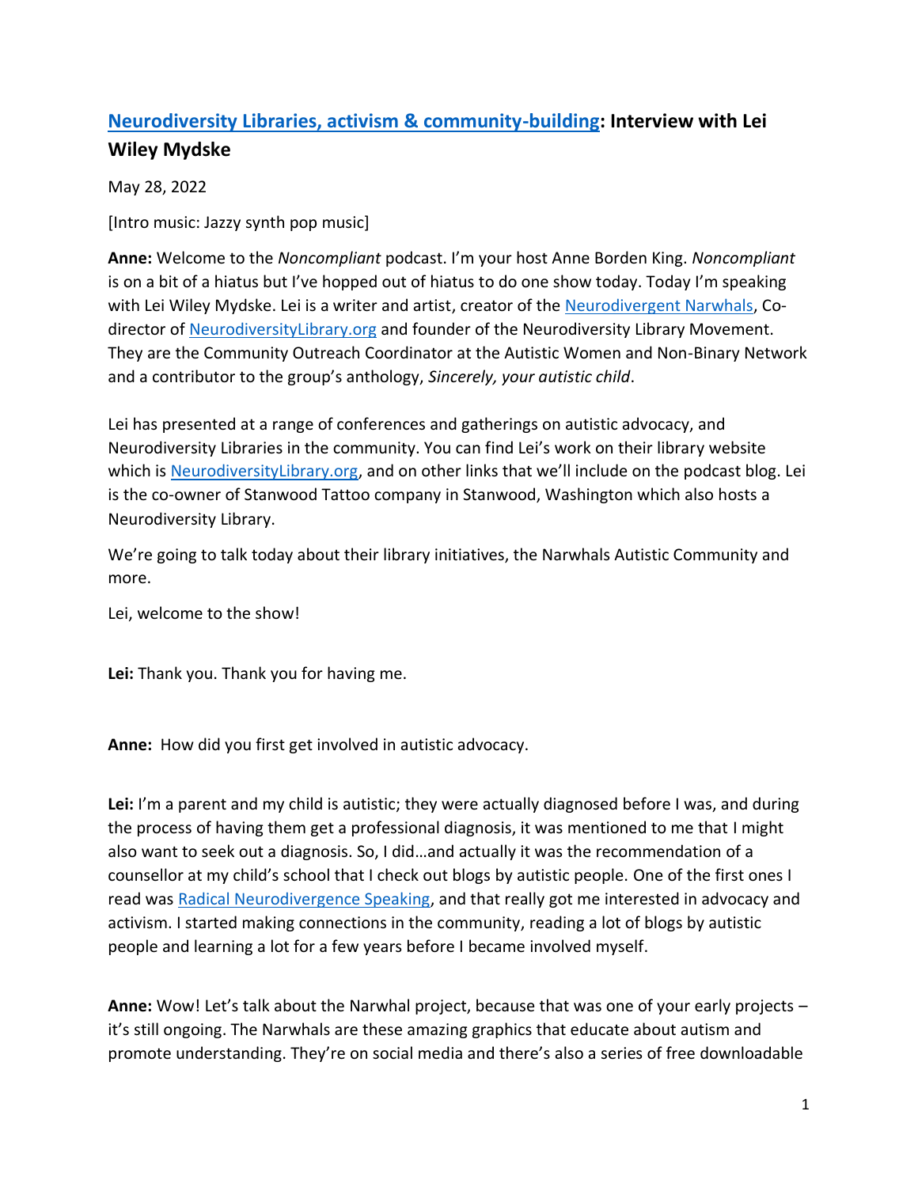## [Neurodiversity Libraries, activism & community-building](): Interview with Lei Wiley Mydske

May 28, 2022

[Intro music: Jazzy synth pop music]

**Anne:** Welcome to the *Noncompliant* podcast. I'm your host Anne Borden King. *Noncompliant* is on a bit of a hiatus but I've hopped out of hiatus to do one show today. Today I'm speaking with Lei Wiley Mydske. Lei is a writer and artist, creator of the [Neurodivergent Narwhals](), Co-director of [NeurodiversityLibrary.org]() and founder of the Neurodiversity Library Movement. They are the Community Outreach Coordinator at the Autistic Women and Non-Binary Network and a contributor to the group's anthology, *Sincerely, your autistic child*.

Lei has presented at a range of conferences and gatherings on autistic advocacy, and Neurodiversity Libraries in the community. You can find Lei's work on their library website which is [NeurodiversityLibrary.org](), and on other links that we'll include on the podcast blog. Lei is the co-owner of Stanwood Tattoo company in Stanwood, Washington which also hosts a Neurodiversity Library.

We're going to talk today about their library initiatives, the Narwhals Autistic Community and more.

Lei, welcome to the show!

**Lei:** Thank you. Thank you for having me.

**Anne:** How did you first get involved in autistic advocacy.

**Lei:** I'm a parent and my child is autistic; they were actually diagnosed before I was, and during the process of having them get a professional diagnosis, it was mentioned to me that I might also want to seek out a diagnosis. So, I did…and actually it was the recommendation of a counsellor at my child's school that I check out blogs by autistic people. One of the first ones I read was [Radical Neurodivergence Speaking](), and that really got me interested in advocacy and activism. I started making connections in the community, reading a lot of blogs by autistic people and learning a lot for a few years before I became involved myself.

**Anne:** Wow! Let's talk about the Narwhal project, because that was one of your early projects – it's still ongoing. The Narwhals are these amazing graphics that educate about autism and promote understanding. They're on social media and there's also a series of free downloadable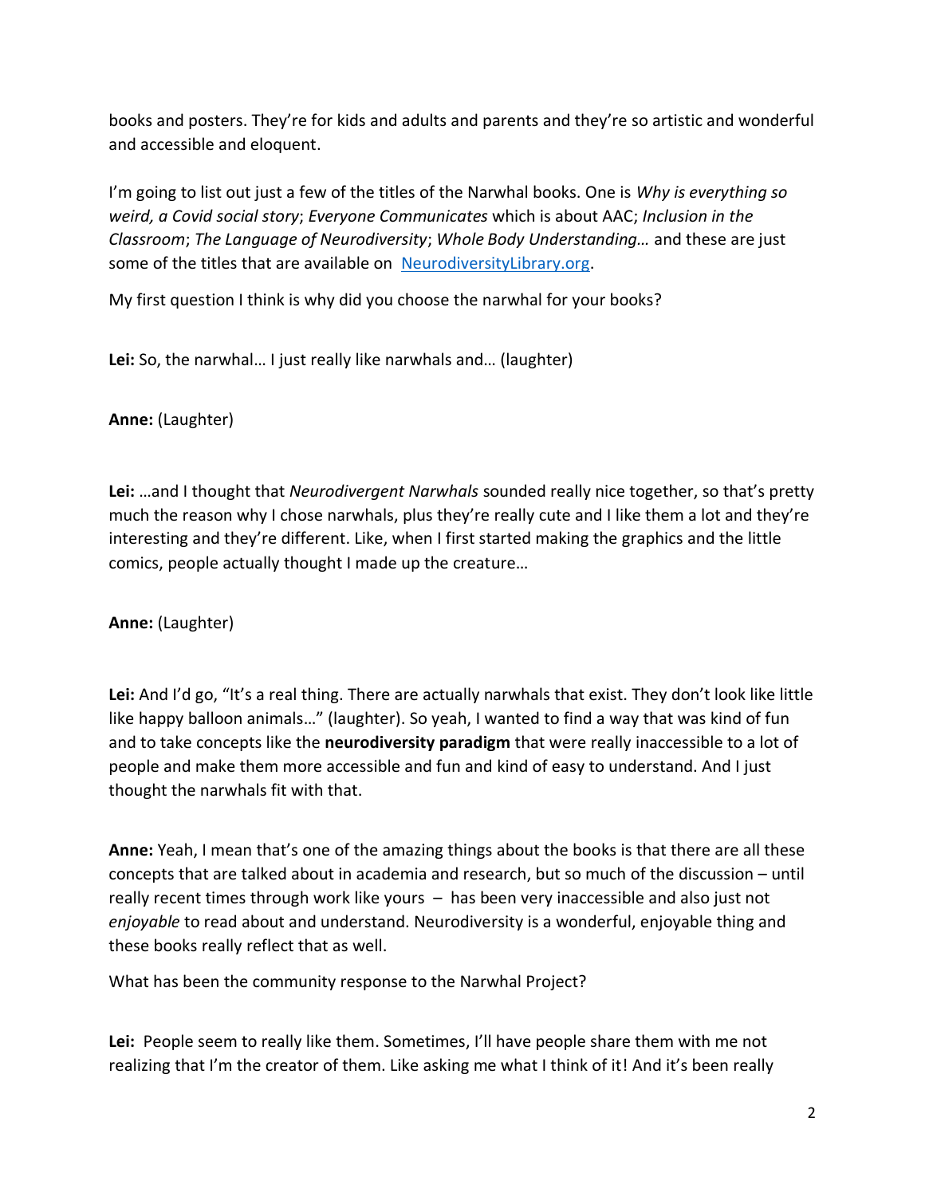books and posters. They're for kids and adults and parents and they're so artistic and wonderful and accessible and eloquent.

I'm going to list out just a few of the titles of the Narwhal books. One is *Why is everything so weird, a Covid social story*; *Everyone Communicates* which is about AAC; *Inclusion in the Classroom*; *The Language of Neurodiversity*; *Whole Body Understanding…* and these are just some of the titles that are available on [NeurodiversityLibrary.org](NeurodiversityLibrary.org).

My first question I think is why did you choose the narwhal for your books?

**Lei:** So, the narwhal… I just really like narwhals and… (laughter)

**Anne:** (Laughter)

**Lei:** …and I thought that *Neurodivergent Narwhals* sounded really nice together, so that's pretty much the reason why I chose narwhals, plus they're really cute and I like them a lot and they're interesting and they're different. Like, when I first started making the graphics and the little comics, people actually thought I made up the creature…

**Anne:** (Laughter)

**Lei:** And I'd go, "It's a real thing. There are actually narwhals that exist. They don't look like little like happy balloon animals…" (laughter). So yeah, I wanted to find a way that was kind of fun and to take concepts like the **neurodiversity paradigm** that were really inaccessible to a lot of people and make them more accessible and fun and kind of easy to understand. And I just thought the narwhals fit with that.

**Anne:** Yeah, I mean that's one of the amazing things about the books is that there are all these concepts that are talked about in academia and research, but so much of the discussion – until really recent times through work like yours – has been very inaccessible and also just not *enjoyable* to read about and understand. Neurodiversity is a wonderful, enjoyable thing and these books really reflect that as well.

What has been the community response to the Narwhal Project?

**Lei:** People seem to really like them. Sometimes, I'll have people share them with me not realizing that I'm the creator of them. Like asking me what I think of it! And it's been really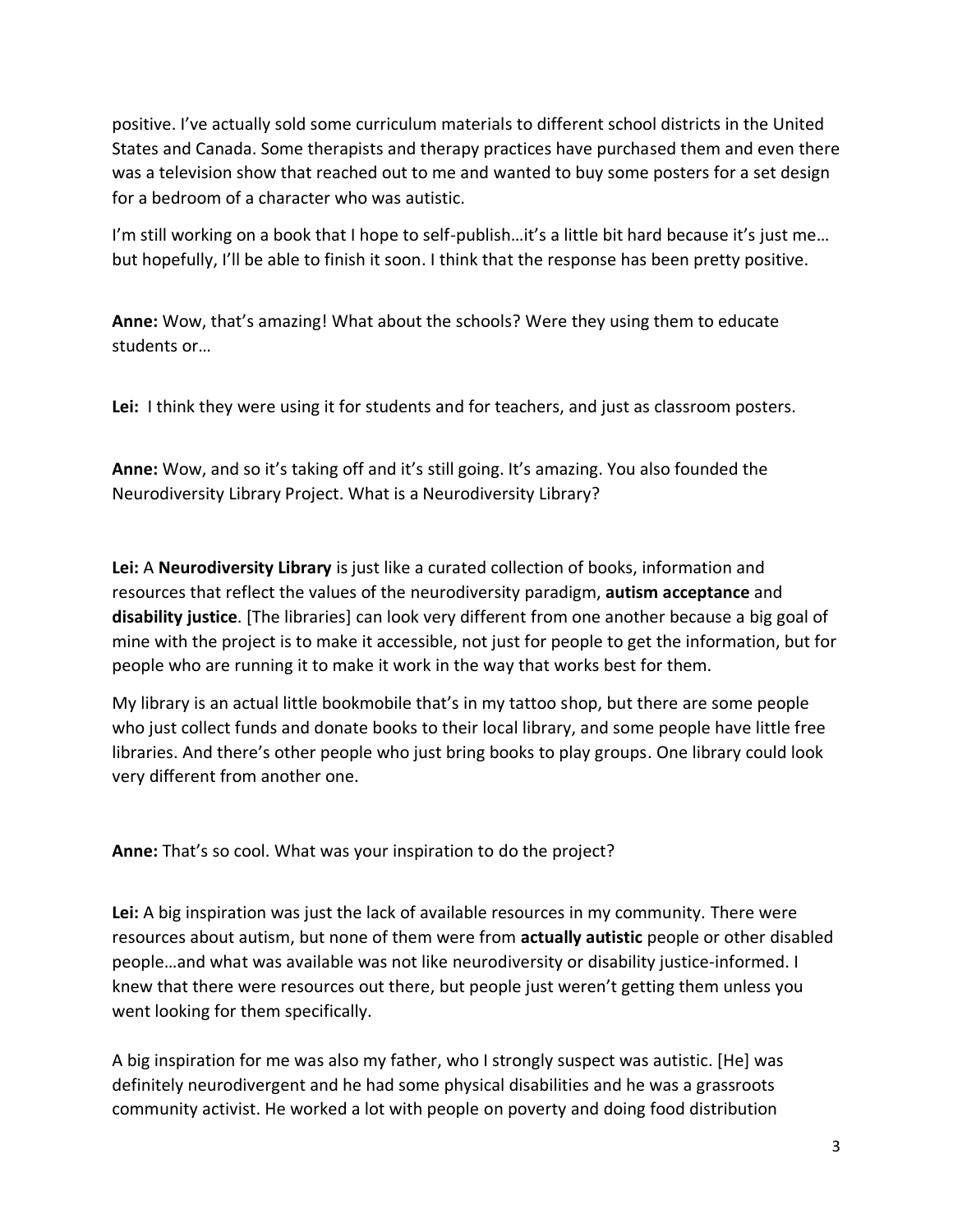positive. I've actually sold some curriculum materials to different school districts in the United States and Canada. Some therapists and therapy practices have purchased them and even there was a television show that reached out to me and wanted to buy some posters for a set design for a bedroom of a character who was autistic.

I'm still working on a book that I hope to self-publish…it's a little bit hard because it's just me… but hopefully, I'll be able to finish it soon. I think that the response has been pretty positive.

**Anne:** Wow, that's amazing! What about the schools? Were they using them to educate students or…

**Lei:** I think they were using it for students and for teachers, and just as classroom posters.

**Anne:** Wow, and so it's taking off and it's still going. It's amazing. You also founded the Neurodiversity Library Project. What is a Neurodiversity Library?

**Lei:** A **Neurodiversity Library** is just like a curated collection of books, information and resources that reflect the values of the neurodiversity paradigm, **autism acceptance** and **disability justice**. [The libraries] can look very different from one another because a big goal of mine with the project is to make it accessible, not just for people to get the information, but for people who are running it to make it work in the way that works best for them.

My library is an actual little bookmobile that's in my tattoo shop, but there are some people who just collect funds and donate books to their local library, and some people have little free libraries. And there's other people who just bring books to play groups. One library could look very different from another one.

**Anne:** That's so cool. What was your inspiration to do the project?

**Lei:** A big inspiration was just the lack of available resources in my community. There were resources about autism, but none of them were from **actually autistic** people or other disabled people…and what was available was not like neurodiversity or disability justice-informed. I knew that there were resources out there, but people just weren't getting them unless you went looking for them specifically.

A big inspiration for me was also my father, who I strongly suspect was autistic. [He] was definitely neurodivergent and he had some physical disabilities and he was a grassroots community activist. He worked a lot with people on poverty and doing food distribution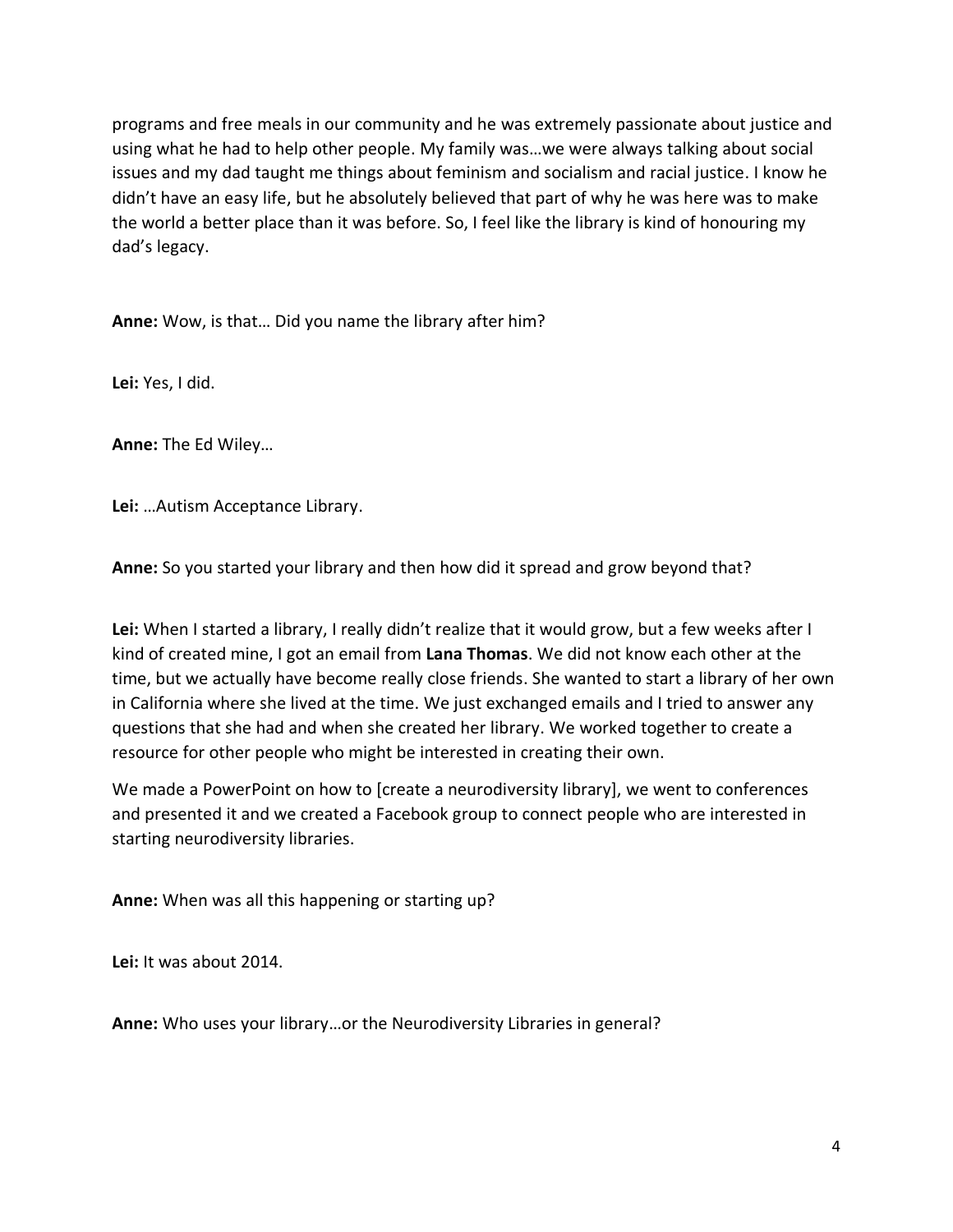programs and free meals in our community and he was extremely passionate about justice and using what he had to help other people. My family was…we were always talking about social issues and my dad taught me things about feminism and socialism and racial justice. I know he didn't have an easy life, but he absolutely believed that part of why he was here was to make the world a better place than it was before. So, I feel like the library is kind of honouring my dad's legacy.

**Anne:** Wow, is that… Did you name the library after him?

**Lei:** Yes, I did.

**Anne:** The Ed Wiley…

**Lei:** …Autism Acceptance Library.

**Anne:** So you started your library and then how did it spread and grow beyond that?

**Lei:** When I started a library, I really didn't realize that it would grow, but a few weeks after I kind of created mine, I got an email from **Lana Thomas**. We did not know each other at the time, but we actually have become really close friends. She wanted to start a library of her own in California where she lived at the time. We just exchanged emails and I tried to answer any questions that she had and when she created her library. We worked together to create a resource for other people who might be interested in creating their own.

We made a PowerPoint on how to [create a neurodiversity library], we went to conferences and presented it and we created a Facebook group to connect people who are interested in starting neurodiversity libraries.

**Anne:** When was all this happening or starting up?

**Lei:** It was about 2014.

**Anne:** Who uses your library…or the Neurodiversity Libraries in general?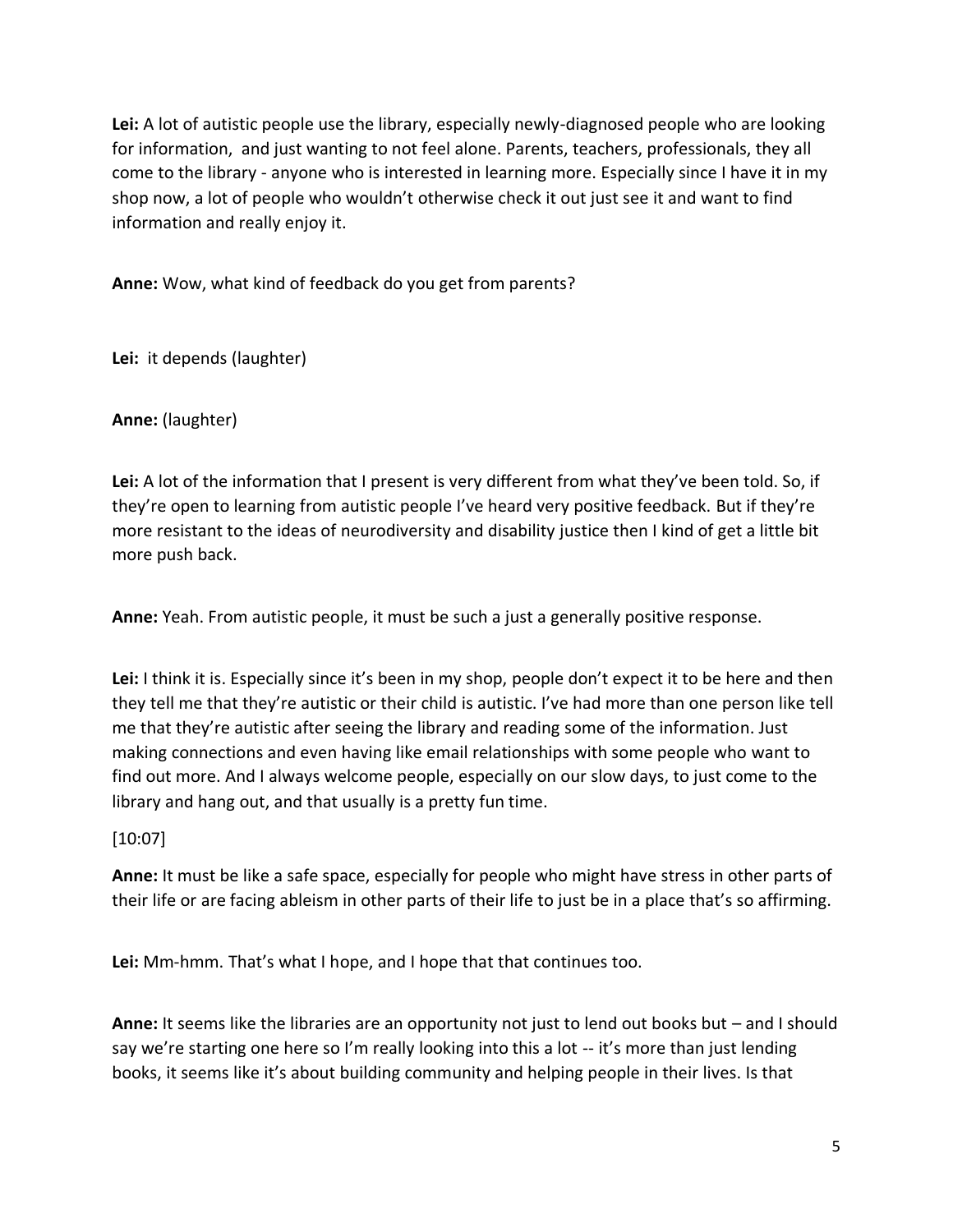**Lei:** A lot of autistic people use the library, especially newly-diagnosed people who are looking for information, and just wanting to not feel alone. Parents, teachers, professionals, they all come to the library - anyone who is interested in learning more. Especially since I have it in my shop now, a lot of people who wouldn't otherwise check it out just see it and want to find information and really enjoy it.

**Anne:** Wow, what kind of feedback do you get from parents?

**Lei:** it depends (laughter)

**Anne:** (laughter)

**Lei:** A lot of the information that I present is very different from what they've been told. So, if they're open to learning from autistic people I've heard very positive feedback. But if they're more resistant to the ideas of neurodiversity and disability justice then I kind of get a little bit more push back.

**Anne:** Yeah. From autistic people, it must be such a just a generally positive response.

**Lei:** I think it is. Especially since it's been in my shop, people don't expect it to be here and then they tell me that they're autistic or their child is autistic. I've had more than one person like tell me that they're autistic after seeing the library and reading some of the information. Just making connections and even having like email relationships with some people who want to find out more. And I always welcome people, especially on our slow days, to just come to the library and hang out, and that usually is a pretty fun time.

[10:07]

**Anne:** It must be like a safe space, especially for people who might have stress in other parts of their life or are facing ableism in other parts of their life to just be in a place that's so affirming.

**Lei:** Mm-hmm. That's what I hope, and I hope that that continues too.

**Anne:** It seems like the libraries are an opportunity not just to lend out books but – and I should say we're starting one here so I'm really looking into this a lot -- it's more than just lending books, it seems like it's about building community and helping people in their lives. Is that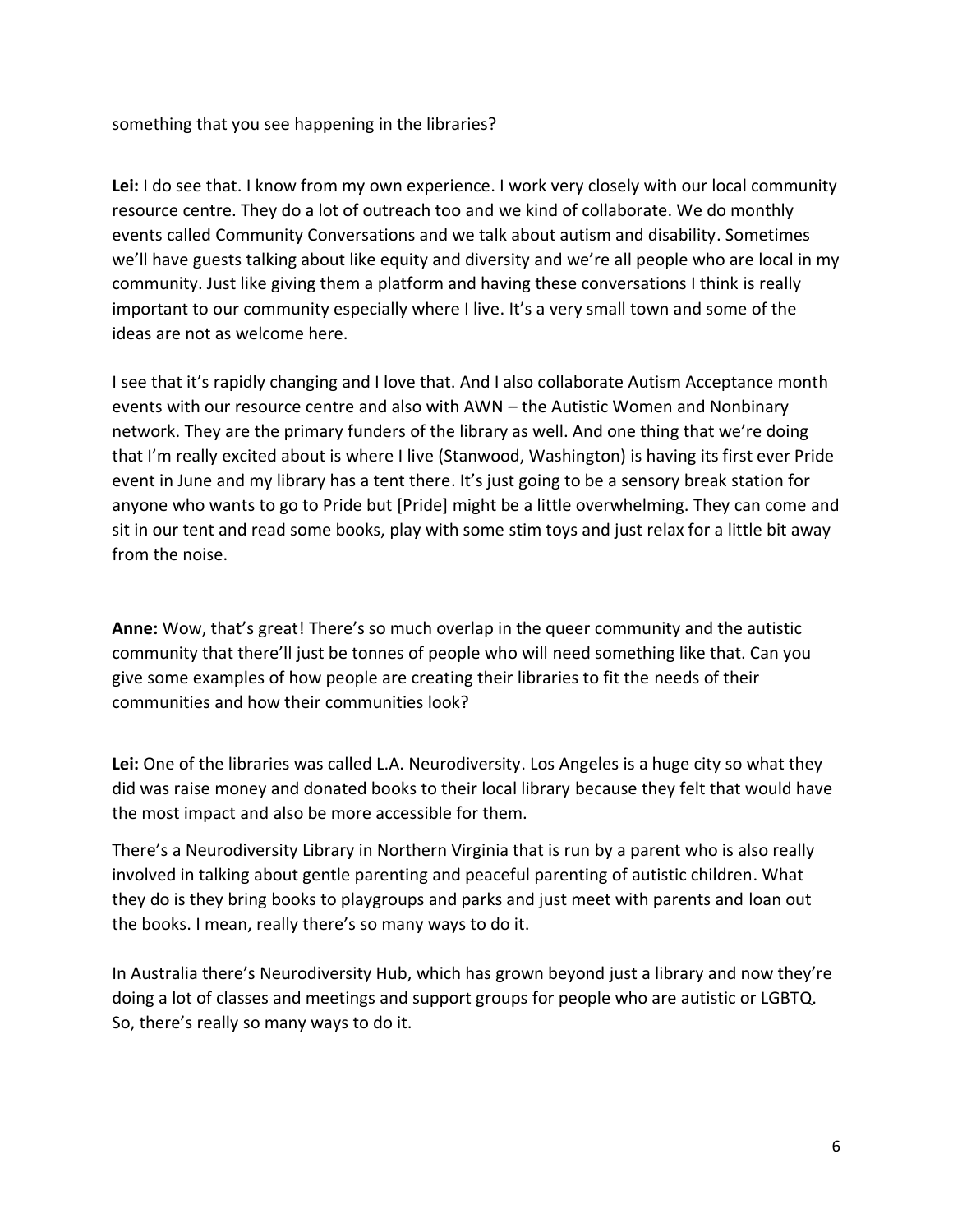something that you see happening in the libraries?

**Lei:** I do see that. I know from my own experience. I work very closely with our local community resource centre. They do a lot of outreach too and we kind of collaborate. We do monthly events called Community Conversations and we talk about autism and disability. Sometimes we'll have guests talking about like equity and diversity and we're all people who are local in my community. Just like giving them a platform and having these conversations I think is really important to our community especially where I live. It's a very small town and some of the ideas are not as welcome here.

I see that it's rapidly changing and I love that. And I also collaborate Autism Acceptance month events with our resource centre and also with AWN – the Autistic Women and Nonbinary network. They are the primary funders of the library as well. And one thing that we're doing that I'm really excited about is where I live (Stanwood, Washington) is having its first ever Pride event in June and my library has a tent there. It's just going to be a sensory break station for anyone who wants to go to Pride but [Pride] might be a little overwhelming. They can come and sit in our tent and read some books, play with some stim toys and just relax for a little bit away from the noise.

**Anne:** Wow, that's great! There's so much overlap in the queer community and the autistic community that there'll just be tonnes of people who will need something like that. Can you give some examples of how people are creating their libraries to fit the needs of their communities and how their communities look?

**Lei:** One of the libraries was called L.A. Neurodiversity. Los Angeles is a huge city so what they did was raise money and donated books to their local library because they felt that would have the most impact and also be more accessible for them.

There's a Neurodiversity Library in Northern Virginia that is run by a parent who is also really involved in talking about gentle parenting and peaceful parenting of autistic children. What they do is they bring books to playgroups and parks and just meet with parents and loan out the books. I mean, really there's so many ways to do it.

In Australia there's Neurodiversity Hub, which has grown beyond just a library and now they're doing a lot of classes and meetings and support groups for people who are autistic or LGBTQ. So, there's really so many ways to do it.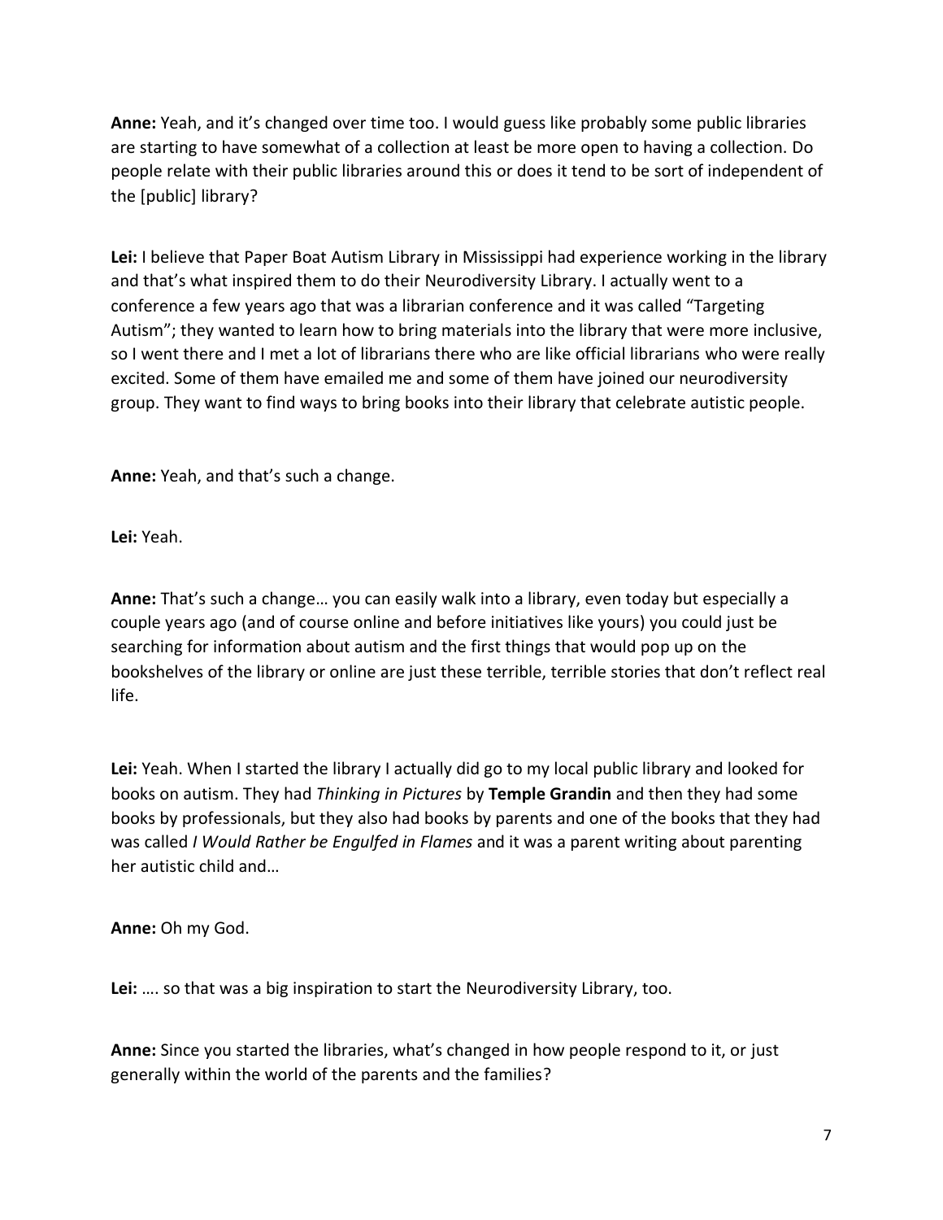**Anne:** Yeah, and it's changed over time too. I would guess like probably some public libraries are starting to have somewhat of a collection at least be more open to having a collection. Do people relate with their public libraries around this or does it tend to be sort of independent of the [public] library?

**Lei:** I believe that Paper Boat Autism Library in Mississippi had experience working in the library and that's what inspired them to do their Neurodiversity Library. I actually went to a conference a few years ago that was a librarian conference and it was called "Targeting Autism"; they wanted to learn how to bring materials into the library that were more inclusive, so I went there and I met a lot of librarians there who are like official librarians who were really excited. Some of them have emailed me and some of them have joined our neurodiversity group. They want to find ways to bring books into their library that celebrate autistic people.

**Anne:** Yeah, and that's such a change.

**Lei:** Yeah.

**Anne:** That's such a change… you can easily walk into a library, even today but especially a couple years ago (and of course online and before initiatives like yours) you could just be searching for information about autism and the first things that would pop up on the bookshelves of the library or online are just these terrible, terrible stories that don't reflect real life.

**Lei:** Yeah. When I started the library I actually did go to my local public library and looked for books on autism. They had *Thinking in Pictures* by **Temple Grandin** and then they had some books by professionals, but they also had books by parents and one of the books that they had was called *I Would Rather be Engulfed in Flames* and it was a parent writing about parenting her autistic child and…

**Anne:** Oh my God.

**Lei:** …. so that was a big inspiration to start the Neurodiversity Library, too.

**Anne:** Since you started the libraries, what's changed in how people respond to it, or just generally within the world of the parents and the families?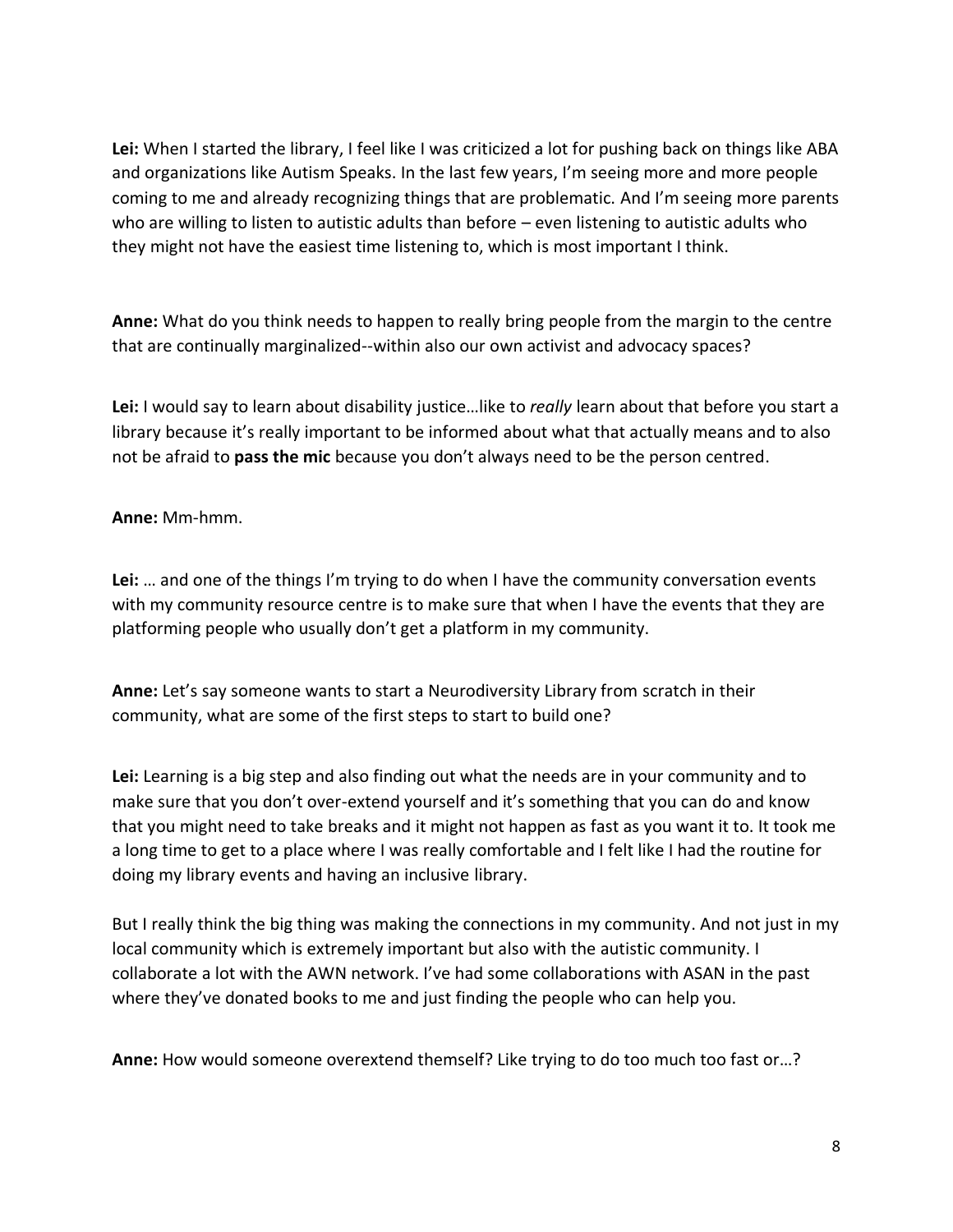**Lei:** When I started the library, I feel like I was criticized a lot for pushing back on things like ABA and organizations like Autism Speaks. In the last few years, I'm seeing more and more people coming to me and already recognizing things that are problematic. And I'm seeing more parents who are willing to listen to autistic adults than before – even listening to autistic adults who they might not have the easiest time listening to, which is most important I think.

**Anne:** What do you think needs to happen to really bring people from the margin to the centre that are continually marginalized--within also our own activist and advocacy spaces?

**Lei:** I would say to learn about disability justice…like to *really* learn about that before you start a library because it's really important to be informed about what that actually means and to also not be afraid to **pass the mic** because you don't always need to be the person centred.

**Anne:** Mm-hmm.

**Lei:** … and one of the things I'm trying to do when I have the community conversation events with my community resource centre is to make sure that when I have the events that they are platforming people who usually don't get a platform in my community.

**Anne:** Let's say someone wants to start a Neurodiversity Library from scratch in their community, what are some of the first steps to start to build one?

**Lei:** Learning is a big step and also finding out what the needs are in your community and to make sure that you don't over-extend yourself and it's something that you can do and know that you might need to take breaks and it might not happen as fast as you want it to. It took me a long time to get to a place where I was really comfortable and I felt like I had the routine for doing my library events and having an inclusive library.

But I really think the big thing was making the connections in my community. And not just in my local community which is extremely important but also with the autistic community. I collaborate a lot with the AWN network. I've had some collaborations with ASAN in the past where they've donated books to me and just finding the people who can help you.

**Anne:** How would someone overextend themself? Like trying to do too much too fast or…?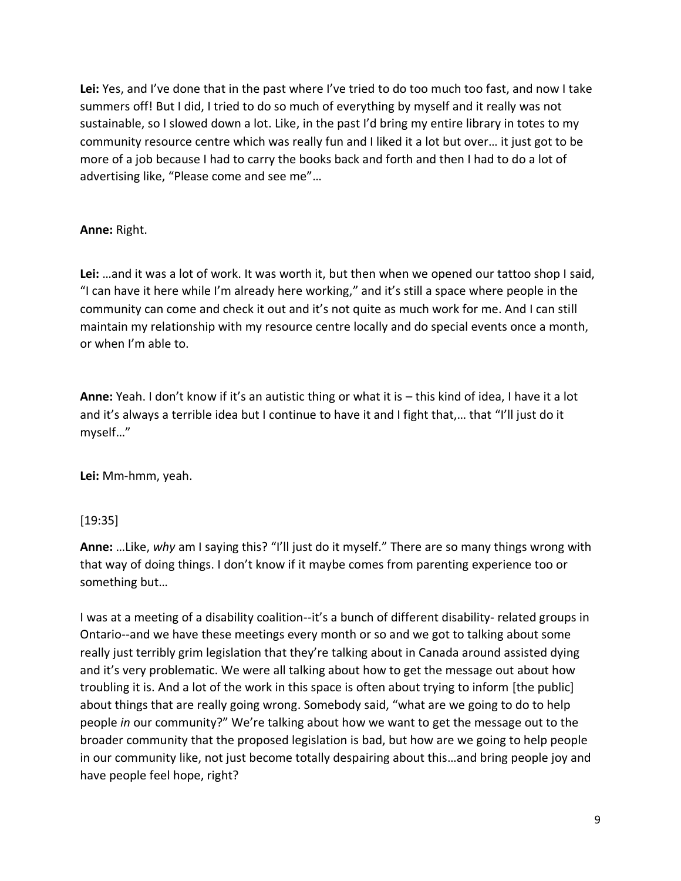**Lei:** Yes, and I've done that in the past where I've tried to do too much too fast, and now I take summers off! But I did, I tried to do so much of everything by myself and it really was not sustainable, so I slowed down a lot. Like, in the past I'd bring my entire library in totes to my community resource centre which was really fun and I liked it a lot but over… it just got to be more of a job because I had to carry the books back and forth and then I had to do a lot of advertising like, "Please come and see me"…

**Anne:** Right.

**Lei:** …and it was a lot of work. It was worth it, but then when we opened our tattoo shop I said, "I can have it here while I'm already here working," and it's still a space where people in the community can come and check it out and it's not quite as much work for me. And I can still maintain my relationship with my resource centre locally and do special events once a month, or when I'm able to.

**Anne:** Yeah. I don't know if it's an autistic thing or what it is – this kind of idea, I have it a lot and it's always a terrible idea but I continue to have it and I fight that,… that "I'll just do it myself…"

**Lei:** Mm-hmm, yeah.

[19:35]

**Anne:** …Like, *why* am I saying this? "I'll just do it myself." There are so many things wrong with that way of doing things. I don't know if it maybe comes from parenting experience too or something but…

I was at a meeting of a disability coalition--it's a bunch of different disability- related groups in Ontario--and we have these meetings every month or so and we got to talking about some really just terribly grim legislation that they're talking about in Canada around assisted dying and it's very problematic. We were all talking about how to get the message out about how troubling it is. And a lot of the work in this space is often about trying to inform [the public] about things that are really going wrong. Somebody said, "what are we going to do to help people *in* our community?" We're talking about how we want to get the message out to the broader community that the proposed legislation is bad, but how are we going to help people in our community like, not just become totally despairing about this…and bring people joy and have people feel hope, right?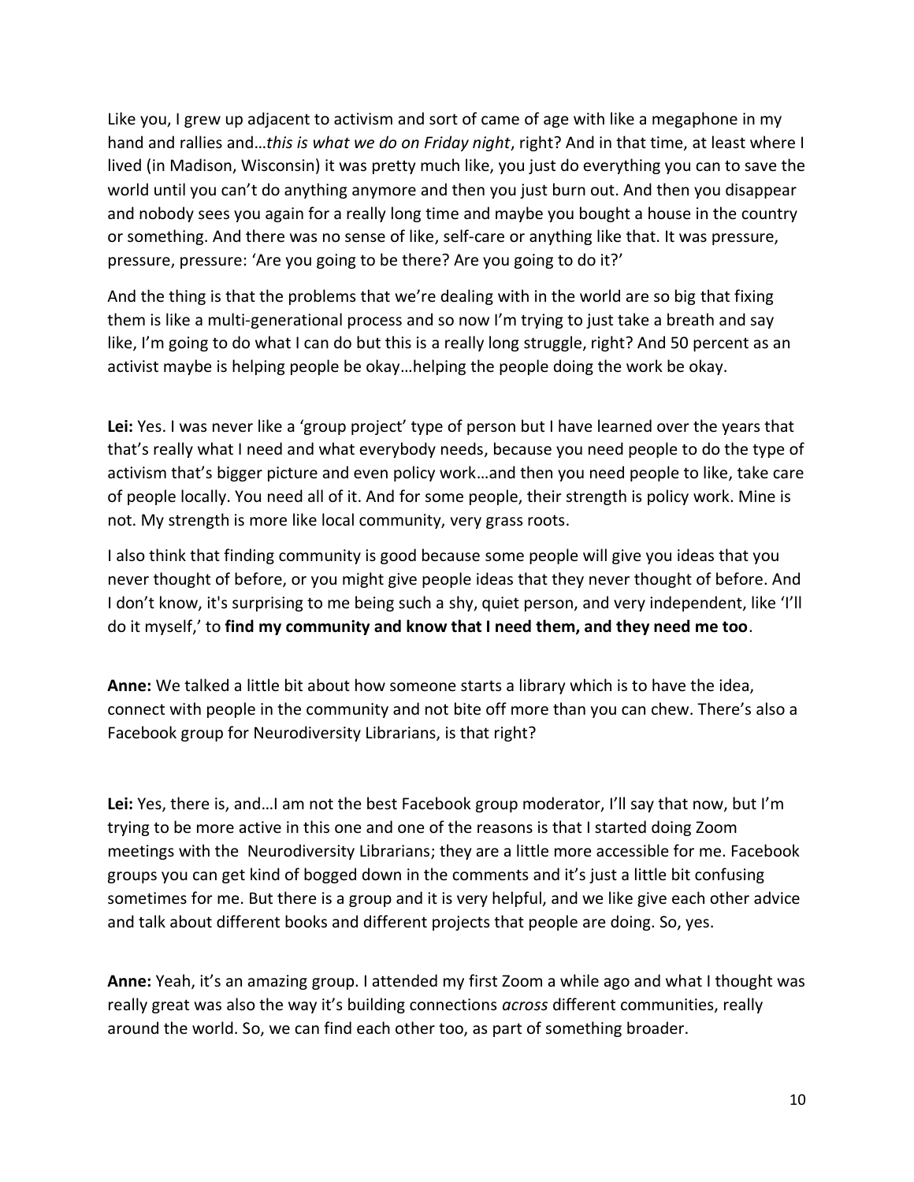Like you, I grew up adjacent to activism and sort of came of age with like a megaphone in my hand and rallies and…*this is what we do on Friday night*, right? And in that time, at least where I lived (in Madison, Wisconsin) it was pretty much like, you just do everything you can to save the world until you can't do anything anymore and then you just burn out. And then you disappear and nobody sees you again for a really long time and maybe you bought a house in the country or something. And there was no sense of like, self-care or anything like that. It was pressure, pressure, pressure: 'Are you going to be there? Are you going to do it?'

And the thing is that the problems that we're dealing with in the world are so big that fixing them is like a multi-generational process and so now I'm trying to just take a breath and say like, I'm going to do what I can do but this is a really long struggle, right? And 50 percent as an activist maybe is helping people be okay…helping the people doing the work be okay.

**Lei:** Yes. I was never like a 'group project' type of person but I have learned over the years that that's really what I need and what everybody needs, because you need people to do the type of activism that's bigger picture and even policy work…and then you need people to like, take care of people locally. You need all of it. And for some people, their strength is policy work. Mine is not. My strength is more like local community, very grass roots.

I also think that finding community is good because some people will give you ideas that you never thought of before, or you might give people ideas that they never thought of before. And I don't know, it's surprising to me being such a shy, quiet person, and very independent, like 'I'll do it myself,' to **find my community and know that I need them, and they need me too**.

**Anne:** We talked a little bit about how someone starts a library which is to have the idea, connect with people in the community and not bite off more than you can chew. There's also a Facebook group for Neurodiversity Librarians, is that right?

**Lei:** Yes, there is, and…I am not the best Facebook group moderator, I'll say that now, but I'm trying to be more active in this one and one of the reasons is that I started doing Zoom meetings with the Neurodiversity Librarians; they are a little more accessible for me. Facebook groups you can get kind of bogged down in the comments and it's just a little bit confusing sometimes for me. But there is a group and it is very helpful, and we like give each other advice and talk about different books and different projects that people are doing. So, yes.

**Anne:** Yeah, it's an amazing group. I attended my first Zoom a while ago and what I thought was really great was also the way it's building connections *across* different communities, really around the world. So, we can find each other too, as part of something broader.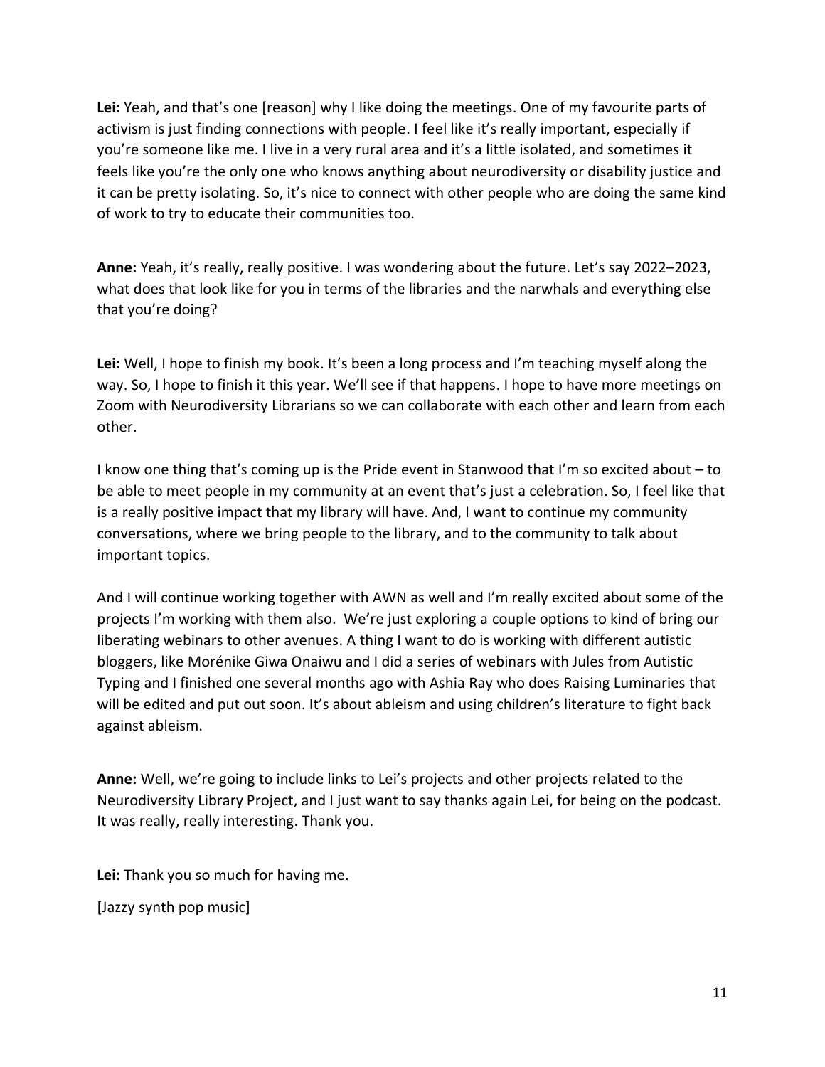**Lei:** Yeah, and that's one [reason] why I like doing the meetings. One of my favourite parts of activism is just finding connections with people. I feel like it's really important, especially if you're someone like me. I live in a very rural area and it's a little isolated, and sometimes it feels like you're the only one who knows anything about neurodiversity or disability justice and it can be pretty isolating. So, it's nice to connect with other people who are doing the same kind of work to try to educate their communities too.

**Anne:** Yeah, it's really, really positive. I was wondering about the future. Let's say 2022–2023, what does that look like for you in terms of the libraries and the narwhals and everything else that you're doing?

**Lei:** Well, I hope to finish my book. It's been a long process and I'm teaching myself along the way. So, I hope to finish it this year. We'll see if that happens. I hope to have more meetings on Zoom with Neurodiversity Librarians so we can collaborate with each other and learn from each other.

I know one thing that's coming up is the Pride event in Stanwood that I'm so excited about – to be able to meet people in my community at an event that's just a celebration. So, I feel like that is a really positive impact that my library will have. And, I want to continue my community conversations, where we bring people to the library, and to the community to talk about important topics.

And I will continue working together with AWN as well and I'm really excited about some of the projects I'm working with them also. We're just exploring a couple options to kind of bring our liberating webinars to other avenues. A thing I want to do is working with different autistic bloggers, like Morénike Giwa Onaiwu and I did a series of webinars with Jules from Autistic Typing and I finished one several months ago with Ashia Ray who does Raising Luminaries that will be edited and put out soon. It's about ableism and using children's literature to fight back against ableism.

**Anne:** Well, we're going to include links to Lei's projects and other projects related to the Neurodiversity Library Project, and I just want to say thanks again Lei, for being on the podcast. It was really, really interesting. Thank you.

**Lei:** Thank you so much for having me.

[Jazzy synth pop music]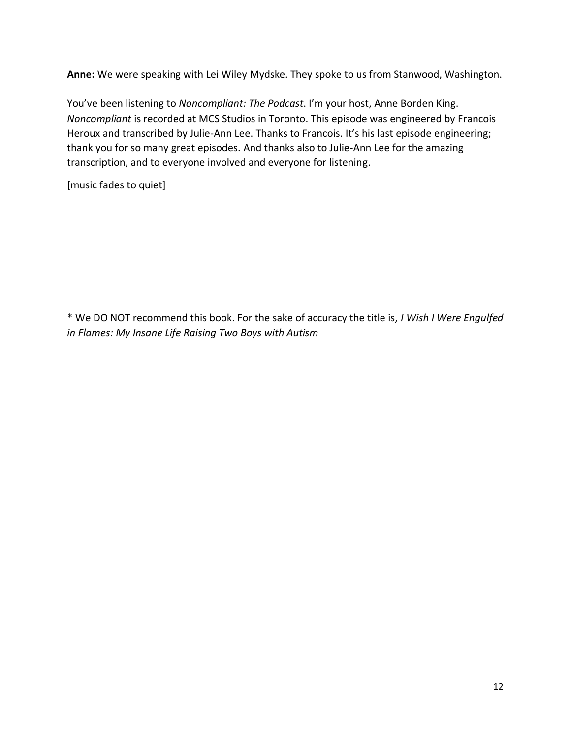**Anne:** We were speaking with Lei Wiley Mydske. They spoke to us from Stanwood, Washington.

You've been listening to *Noncompliant: The Podcast*. I'm your host, Anne Borden King. *Noncompliant* is recorded at MCS Studios in Toronto. This episode was engineered by Francois Heroux and transcribed by Julie-Ann Lee. Thanks to Francois. It's his last episode engineering; thank you for so many great episodes. And thanks also to Julie-Ann Lee for the amazing transcription, and to everyone involved and everyone for listening.

[music fades to quiet]

* We DO NOT recommend this book. For the sake of accuracy the title is, *I Wish I Were Engulfed in Flames: My Insane Life Raising Two Boys with Autism*